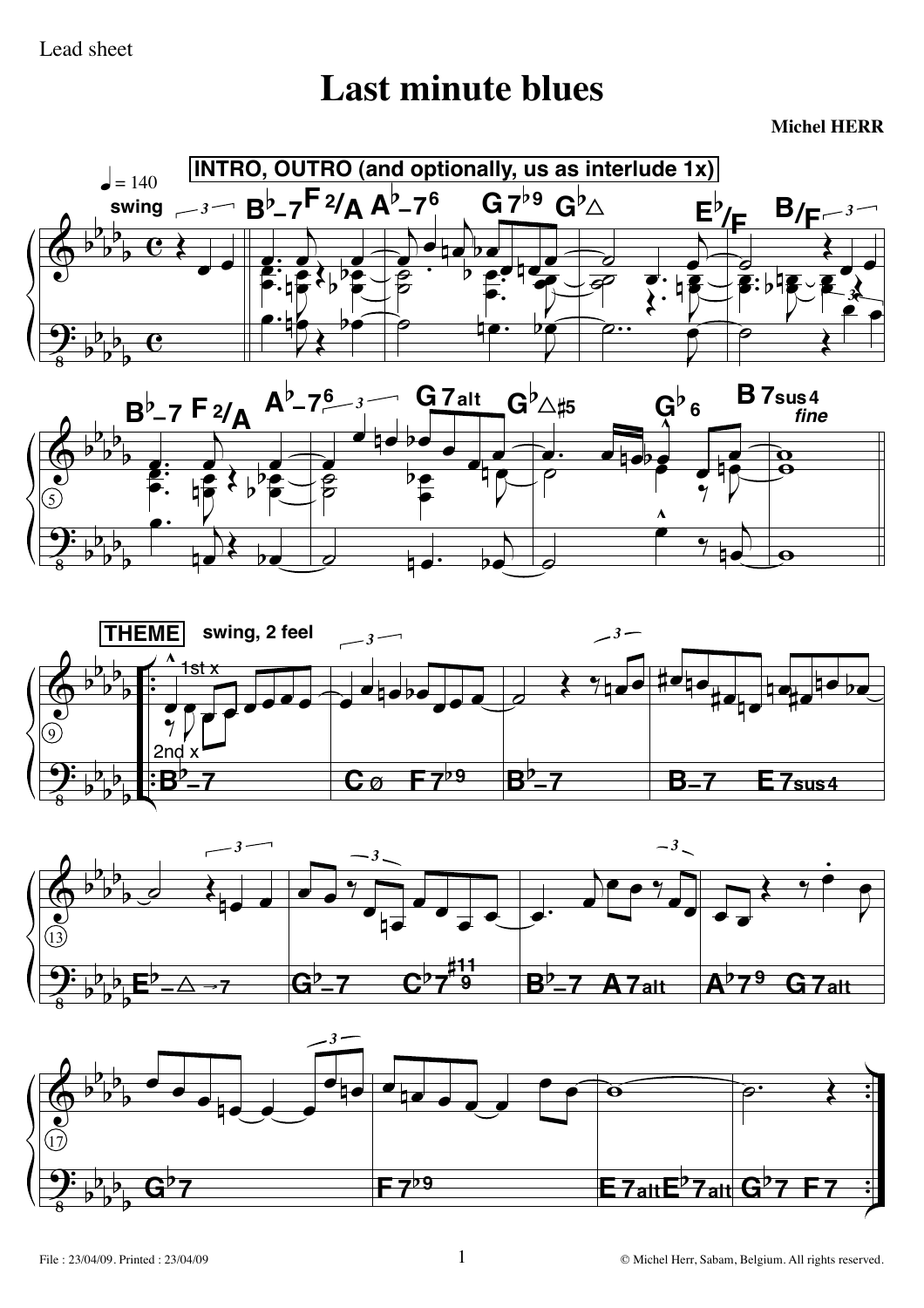Lead sheet

# Last minute blues

**Michel HERR**

**INTRO, OUTRO (and optionally, us as interlude 1x)**

♩ = 140

swing

B♭–7 F 2/A A♭–7 6 G 7♭9 G♭△ E♭/F B/F

B♭–7 F 2/A A♭–7 6 G 7alt G♭△♯5 G♭ 6 B 7sus4 *fine*

**THEME** swing, 2 feel

1st x / 2nd x

B♭–7 | C ø F 7♭9 | B♭–7 | B–7 E 7sus4

E♭–△ →7 | G♭–7 C♭7 ♯11 9 | B♭–7 A 7alt | A♭7 9 G 7alt

G♭7 | F 7♭9 | E 7alt E♭7alt | G♭7 F 7

© Michel Herr, Sabam, Belgium. All rights reserved.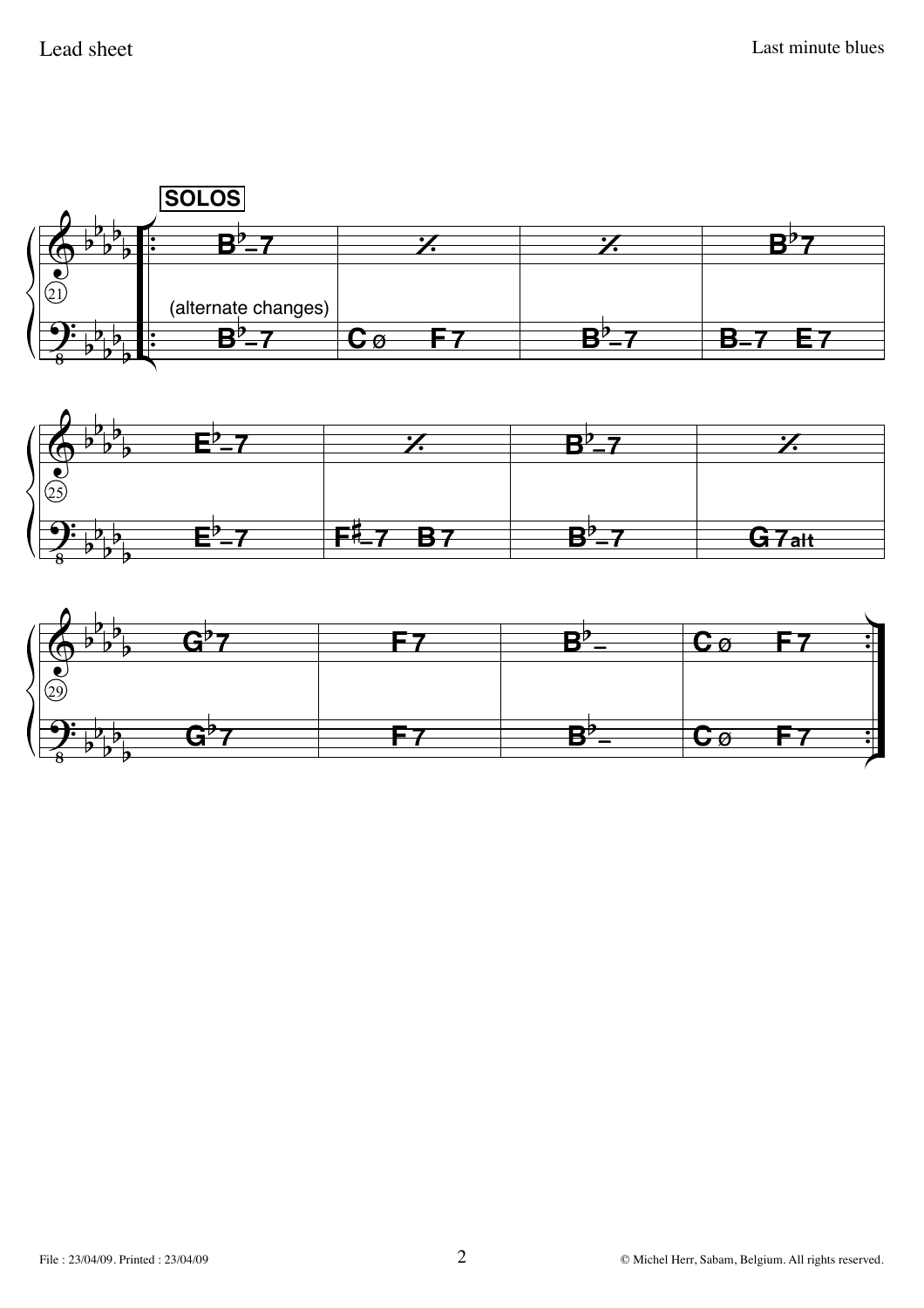**SOLOS**

(alternate changes)

| | | | |
|---|---|---|---|
| B♭–7 | % | % | B♭7 |
| B♭–7 | Cø F7 | B♭–7 | B–7 E7 |
| E♭–7 | % | B♭–7 | % |
| E♭–7 | F♯–7 B7 | B♭–7 | G7alt |
| G♭7 | F7 | B♭– | Cø F7 |
| G♭7 | F7 | B♭– | Cø F7 |